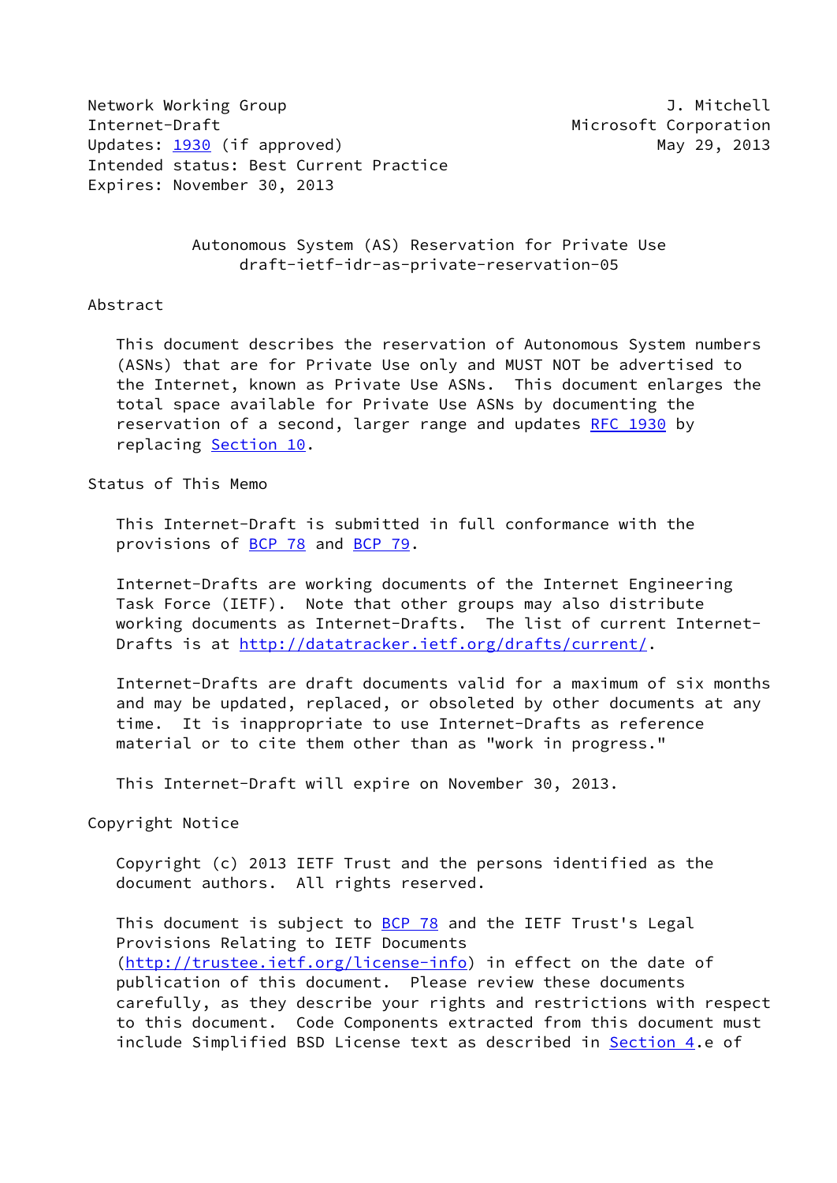Network Working Group J. Mitchell
Internet-Draft Microsoft Corporation
Updates: 1930 (if approved) May 29, 2013
Intended status: Best Current Practice
Expires: November 30, 2013

# Autonomous System (AS) Reservation for Private Use
draft-ietf-idr-as-private-reservation-05

## Abstract

This document describes the reservation of Autonomous System numbers (ASNs) that are for Private Use only and MUST NOT be advertised to the Internet, known as Private Use ASNs. This document enlarges the total space available for Private Use ASNs by documenting the reservation of a second, larger range and updates RFC 1930 by replacing Section 10.

## Status of This Memo

This Internet-Draft is submitted in full conformance with the provisions of BCP 78 and BCP 79.

Internet-Drafts are working documents of the Internet Engineering Task Force (IETF). Note that other groups may also distribute working documents as Internet-Drafts. The list of current Internet-Drafts is at http://datatracker.ietf.org/drafts/current/.

Internet-Drafts are draft documents valid for a maximum of six months and may be updated, replaced, or obsoleted by other documents at any time. It is inappropriate to use Internet-Drafts as reference material or to cite them other than as "work in progress."

This Internet-Draft will expire on November 30, 2013.

## Copyright Notice

Copyright (c) 2013 IETF Trust and the persons identified as the document authors. All rights reserved.

This document is subject to BCP 78 and the IETF Trust's Legal Provisions Relating to IETF Documents (http://trustee.ietf.org/license-info) in effect on the date of publication of this document. Please review these documents carefully, as they describe your rights and restrictions with respect to this document. Code Components extracted from this document must include Simplified BSD License text as described in Section 4.e of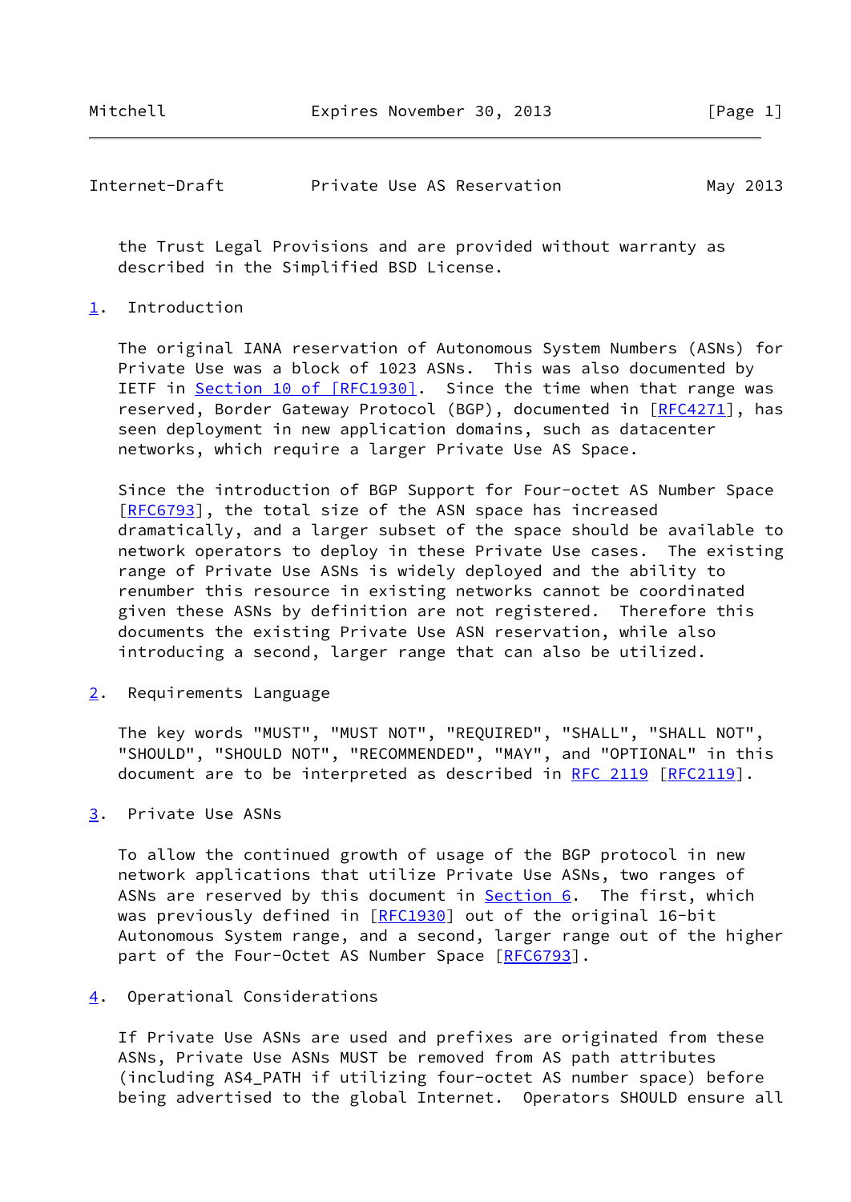the Trust Legal Provisions and are provided without warranty as described in the Simplified BSD License.

## 1. Introduction

The original IANA reservation of Autonomous System Numbers (ASNs) for Private Use was a block of 1023 ASNs. This was also documented by IETF in Section 10 of [RFC1930]. Since the time when that range was reserved, Border Gateway Protocol (BGP), documented in [RFC4271], has seen deployment in new application domains, such as datacenter networks, which require a larger Private Use AS Space.

Since the introduction of BGP Support for Four-octet AS Number Space [RFC6793], the total size of the ASN space has increased dramatically, and a larger subset of the space should be available to network operators to deploy in these Private Use cases. The existing range of Private Use ASNs is widely deployed and the ability to renumber this resource in existing networks cannot be coordinated given these ASNs by definition are not registered. Therefore this documents the existing Private Use ASN reservation, while also introducing a second, larger range that can also be utilized.

## 2. Requirements Language

The key words "MUST", "MUST NOT", "REQUIRED", "SHALL", "SHALL NOT", "SHOULD", "SHOULD NOT", "RECOMMENDED", "MAY", and "OPTIONAL" in this document are to be interpreted as described in RFC 2119 [RFC2119].

## 3. Private Use ASNs

To allow the continued growth of usage of the BGP protocol in new network applications that utilize Private Use ASNs, two ranges of ASNs are reserved by this document in Section 6. The first, which was previously defined in [RFC1930] out of the original 16-bit Autonomous System range, and a second, larger range out of the higher part of the Four-Octet AS Number Space [RFC6793].

## 4. Operational Considerations

If Private Use ASNs are used and prefixes are originated from these ASNs, Private Use ASNs MUST be removed from AS path attributes (including AS4_PATH if utilizing four-octet AS number space) before being advertised to the global Internet. Operators SHOULD ensure all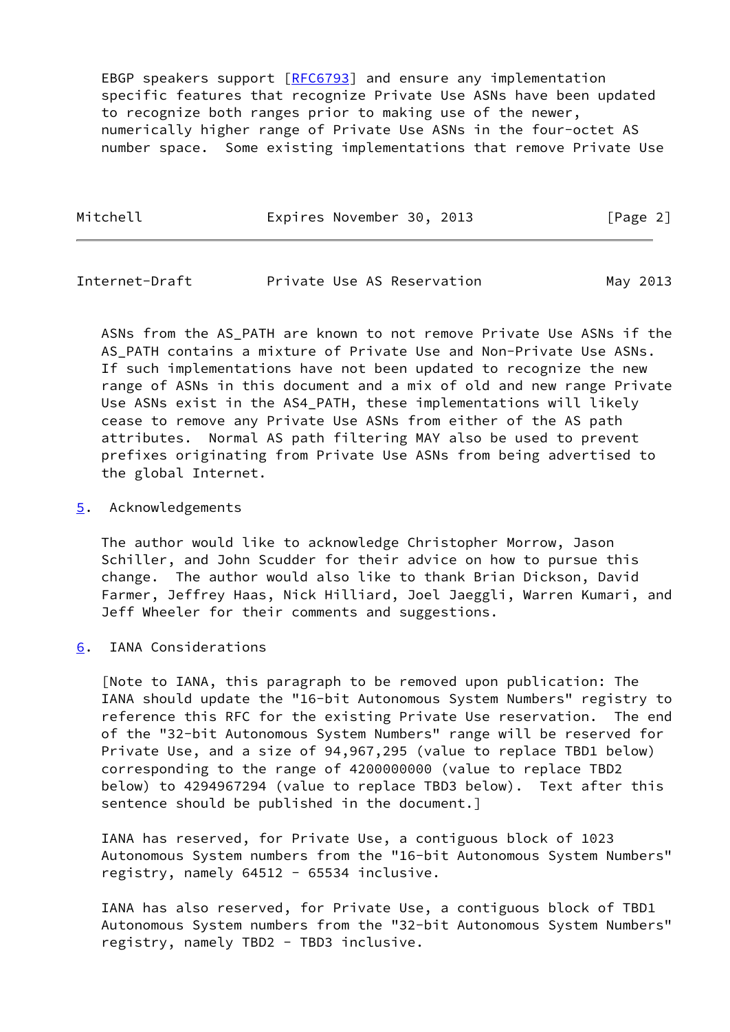EBGP speakers support [RFC6793] and ensure any implementation specific features that recognize Private Use ASNs have been updated to recognize both ranges prior to making use of the newer, numerically higher range of Private Use ASNs in the four-octet AS number space. Some existing implementations that remove Private Use ASNs from the AS_PATH are known to not remove Private Use ASNs if the AS_PATH contains a mixture of Private Use and Non-Private Use ASNs. If such implementations have not been updated to recognize the new range of ASNs in this document and a mix of old and new range Private Use ASNs exist in the AS4_PATH, these implementations will likely cease to remove any Private Use ASNs from either of the AS path attributes. Normal AS path filtering MAY also be used to prevent prefixes originating from Private Use ASNs from being advertised to the global Internet.

## 5. Acknowledgements

The author would like to acknowledge Christopher Morrow, Jason Schiller, and John Scudder for their advice on how to pursue this change. The author would also like to thank Brian Dickson, David Farmer, Jeffrey Haas, Nick Hilliard, Joel Jaeggli, Warren Kumari, and Jeff Wheeler for their comments and suggestions.

## 6. IANA Considerations

[Note to IANA, this paragraph to be removed upon publication: The IANA should update the "16-bit Autonomous System Numbers" registry to reference this RFC for the existing Private Use reservation. The end of the "32-bit Autonomous System Numbers" range will be reserved for Private Use, and a size of 94,967,295 (value to replace TBD1 below) corresponding to the range of 4200000000 (value to replace TBD2 below) to 4294967294 (value to replace TBD3 below). Text after this sentence should be published in the document.]

IANA has reserved, for Private Use, a contiguous block of 1023 Autonomous System numbers from the "16-bit Autonomous System Numbers" registry, namely 64512 - 65534 inclusive.

IANA has also reserved, for Private Use, a contiguous block of TBD1 Autonomous System numbers from the "32-bit Autonomous System Numbers" registry, namely TBD2 - TBD3 inclusive.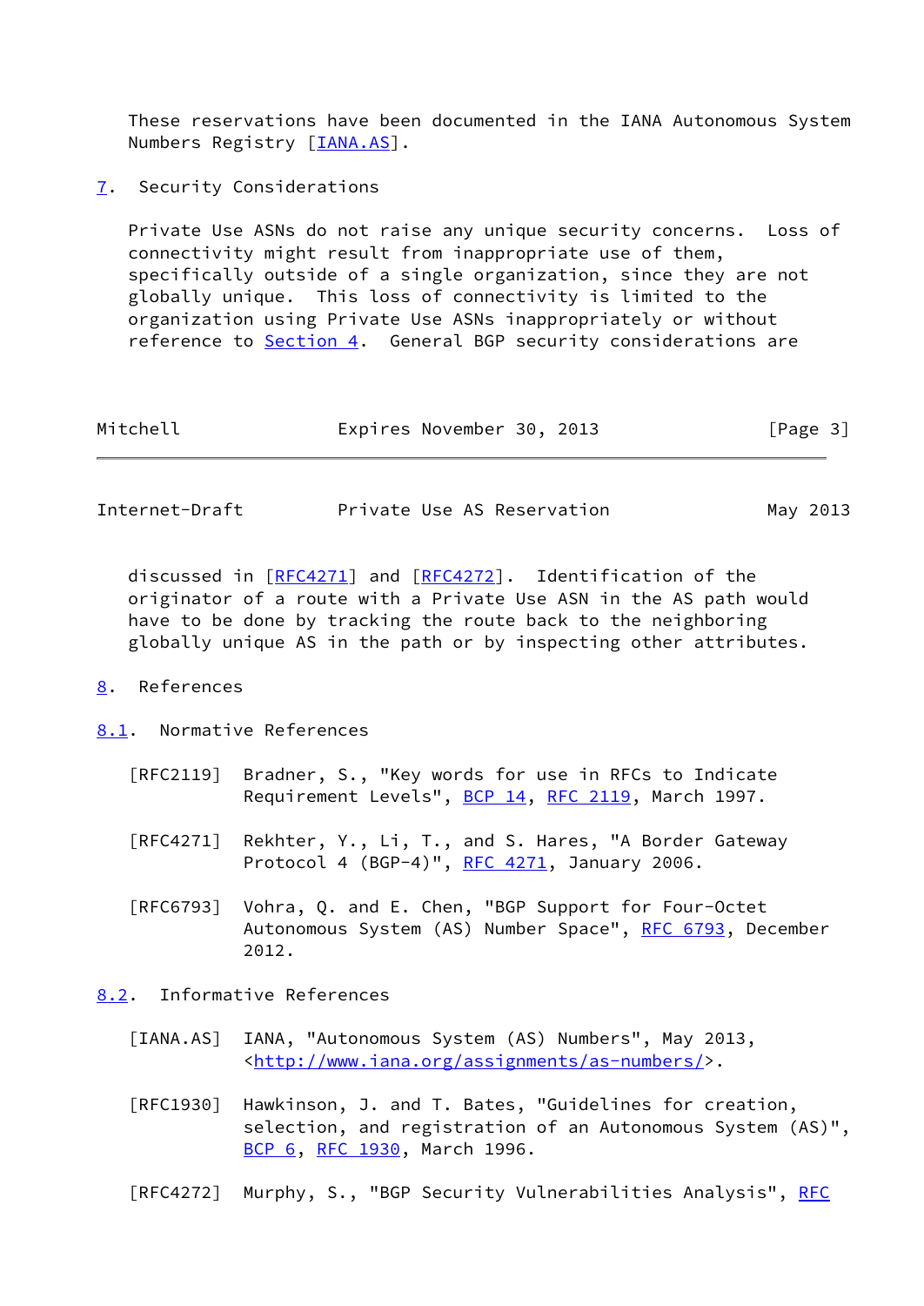These reservations have been documented in the IANA Autonomous System Numbers Registry [IANA.AS].

## 7. Security Considerations

Private Use ASNs do not raise any unique security concerns. Loss of connectivity might result from inappropriate use of them, specifically outside of a single organization, since they are not globally unique. This loss of connectivity is limited to the organization using Private Use ASNs inappropriately or without reference to Section 4. General BGP security considerations are discussed in [RFC4271] and [RFC4272]. Identification of the originator of a route with a Private Use ASN in the AS path would have to be done by tracking the route back to the neighboring globally unique AS in the path or by inspecting other attributes.

## 8. References

### 8.1. Normative References

[RFC2119] Bradner, S., "Key words for use in RFCs to Indicate Requirement Levels", BCP 14, RFC 2119, March 1997.

[RFC4271] Rekhter, Y., Li, T., and S. Hares, "A Border Gateway Protocol 4 (BGP-4)", RFC 4271, January 2006.

[RFC6793] Vohra, Q. and E. Chen, "BGP Support for Four-Octet Autonomous System (AS) Number Space", RFC 6793, December 2012.

### 8.2. Informative References

[IANA.AS] IANA, "Autonomous System (AS) Numbers", May 2013, <http://www.iana.org/assignments/as-numbers/>.

[RFC1930] Hawkinson, J. and T. Bates, "Guidelines for creation, selection, and registration of an Autonomous System (AS)", BCP 6, RFC 1930, March 1996.

[RFC4272] Murphy, S., "BGP Security Vulnerabilities Analysis", RFC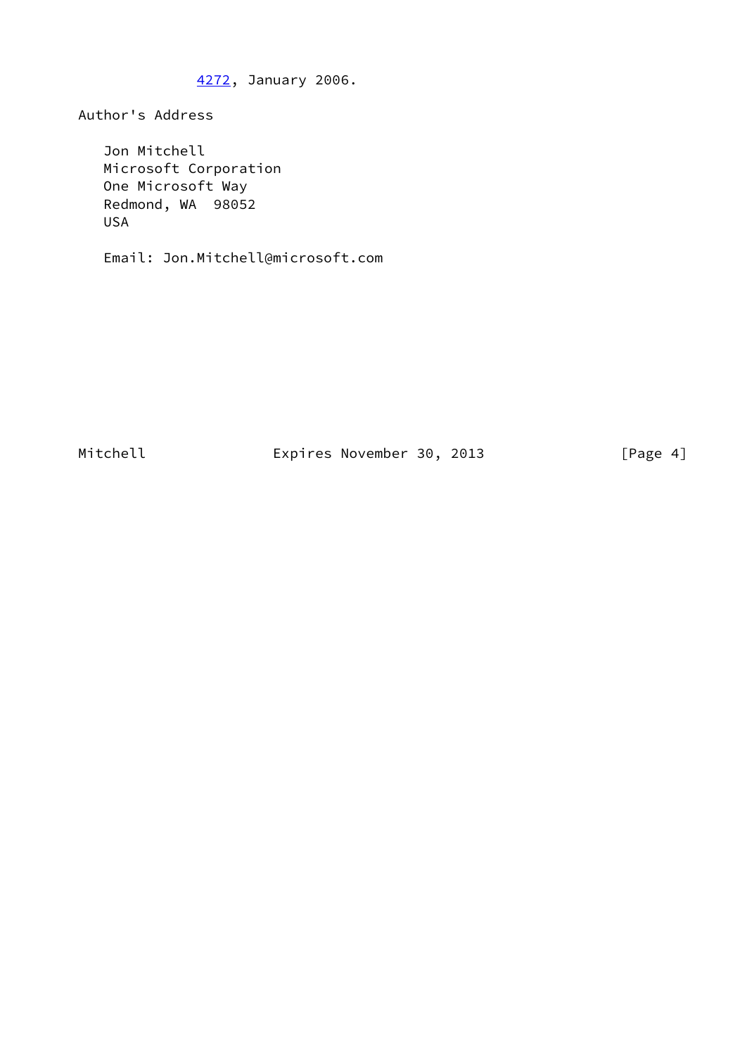4272, January 2006.

## Author's Address

Jon Mitchell
Microsoft Corporation
One Microsoft Way
Redmond, WA  98052
USA

Email: Jon.Mitchell@microsoft.com